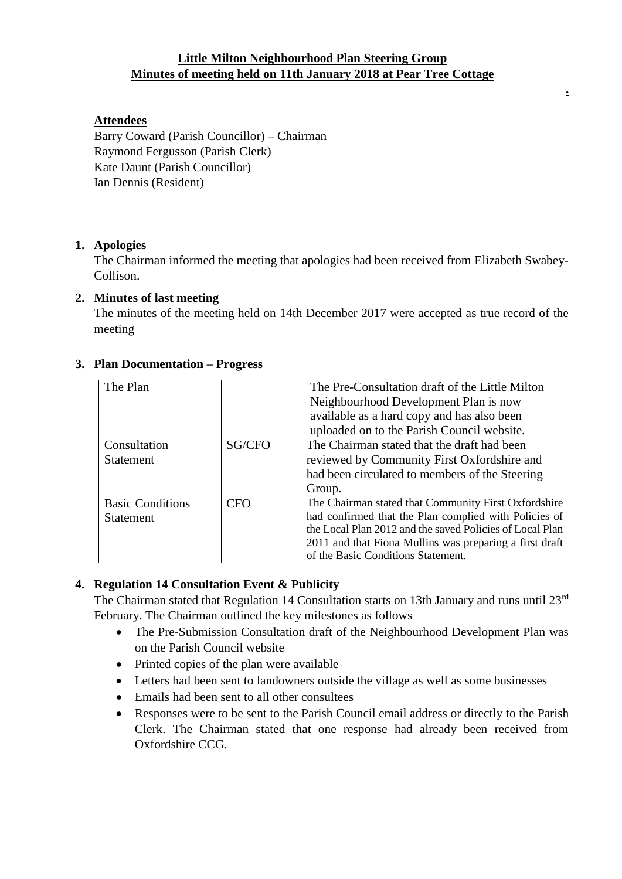# Little Milton Neighbourhood Plan Steering Group
# Minutes of meeting held on 11th January 2018 at Pear Tree Cottage

**Attendees**

Barry Coward (Parish Councillor) – Chairman
Raymond Fergusson (Parish Clerk)
Kate Daunt (Parish Councillor)
Ian Dennis (Resident)

1. **Apologies**
   The Chairman informed the meeting that apologies had been received from Elizabeth Swabey-Collison.

2. **Minutes of last meeting**
   The minutes of the meeting held on 14th December 2017 were accepted as true record of the meeting

3. **Plan Documentation – Progress**

| The Plan | | The Pre-Consultation draft of the Little Milton Neighbourhood Development Plan is now available as a hard copy and has also been uploaded on to the Parish Council website. |
|---|---|---|
| Consultation Statement | SG/CFO | The Chairman stated that the draft had been reviewed by Community First Oxfordshire and had been circulated to members of the Steering Group. |
| Basic Conditions Statement | CFO | The Chairman stated that Community First Oxfordshire had confirmed that the Plan complied with Policies of the Local Plan 2012 and the saved Policies of Local Plan 2011 and that Fiona Mullins was preparing a first draft of the Basic Conditions Statement. |

4. **Regulation 14 Consultation Event & Publicity**
   The Chairman stated that Regulation 14 Consultation starts on 13th January and runs until 23rd February. The Chairman outlined the key milestones as follows
   - The Pre-Submission Consultation draft of the Neighbourhood Development Plan was on the Parish Council website
   - Printed copies of the plan were available
   - Letters had been sent to landowners outside the village as well as some businesses
   - Emails had been sent to all other consultees
   - Responses were to be sent to the Parish Council email address or directly to the Parish Clerk. The Chairman stated that one response had already been received from Oxfordshire CCG.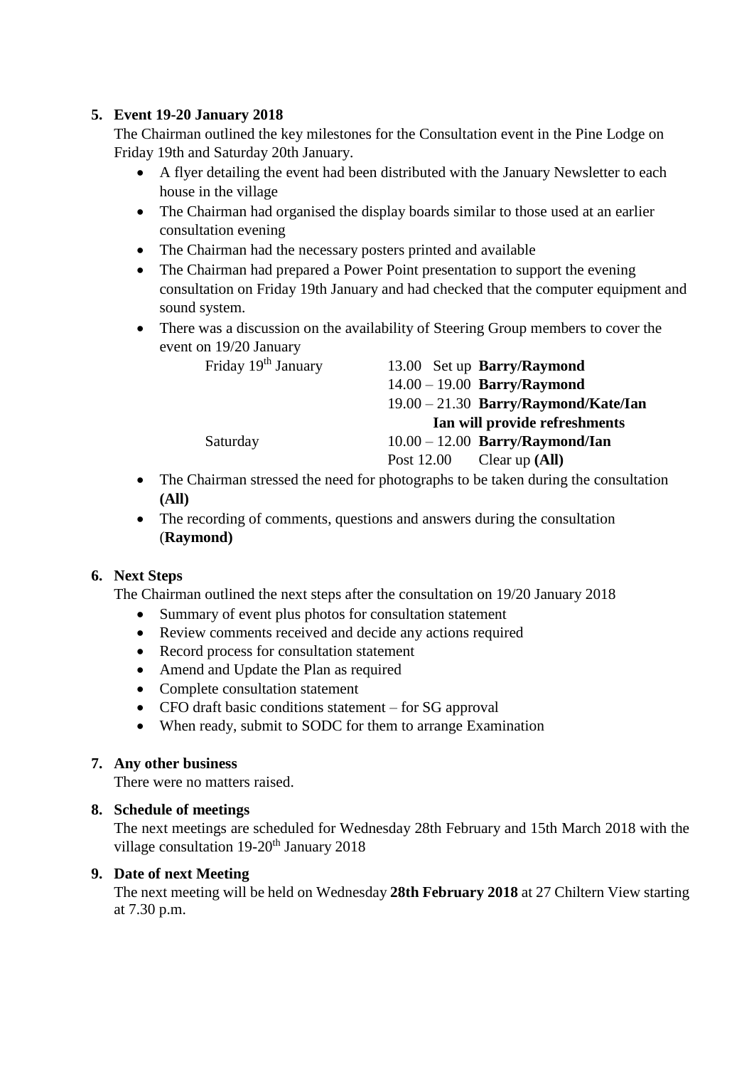5. **Event 19-20 January 2018**

   The Chairman outlined the key milestones for the Consultation event in the Pine Lodge on Friday 19th and Saturday 20th January.

   - A flyer detailing the event had been distributed with the January Newsletter to each house in the village
   - The Chairman had organised the display boards similar to those used at an earlier consultation evening
   - The Chairman had the necessary posters printed and available
   - The Chairman had prepared a Power Point presentation to support the evening consultation on Friday 19th January and had checked that the computer equipment and sound system.
   - There was a discussion on the availability of Steering Group members to cover the event on 19/20 January

   | | | |
   |---|---|---|
   | Friday 19th January | 13.00 Set up | **Barry/Raymond** |
   | | 14.00 – 19.00 | **Barry/Raymond** |
   | | 19.00 – 21.30 | **Barry/Raymond/Kate/Ian** |
   | | | **Ian will provide refreshments** |
   | Saturday | 10.00 – 12.00 | **Barry/Raymond/Ian** |
   | | Post 12.00 | Clear up **(All)** |

   - The Chairman stressed the need for photographs to be taken during the consultation **(All)**
   - The recording of comments, questions and answers during the consultation (**Raymond)**

6. **Next Steps**

   The Chairman outlined the next steps after the consultation on 19/20 January 2018

   - Summary of event plus photos for consultation statement
   - Review comments received and decide any actions required
   - Record process for consultation statement
   - Amend and Update the Plan as required
   - Complete consultation statement
   - CFO draft basic conditions statement – for SG approval
   - When ready, submit to SODC for them to arrange Examination

7. **Any other business**

   There were no matters raised.

8. **Schedule of meetings**

   The next meetings are scheduled for Wednesday 28th February and 15th March 2018 with the village consultation 19-20th January 2018

9. **Date of next Meeting**

   The next meeting will be held on Wednesday **28th February 2018** at 27 Chiltern View starting at 7.30 p.m.